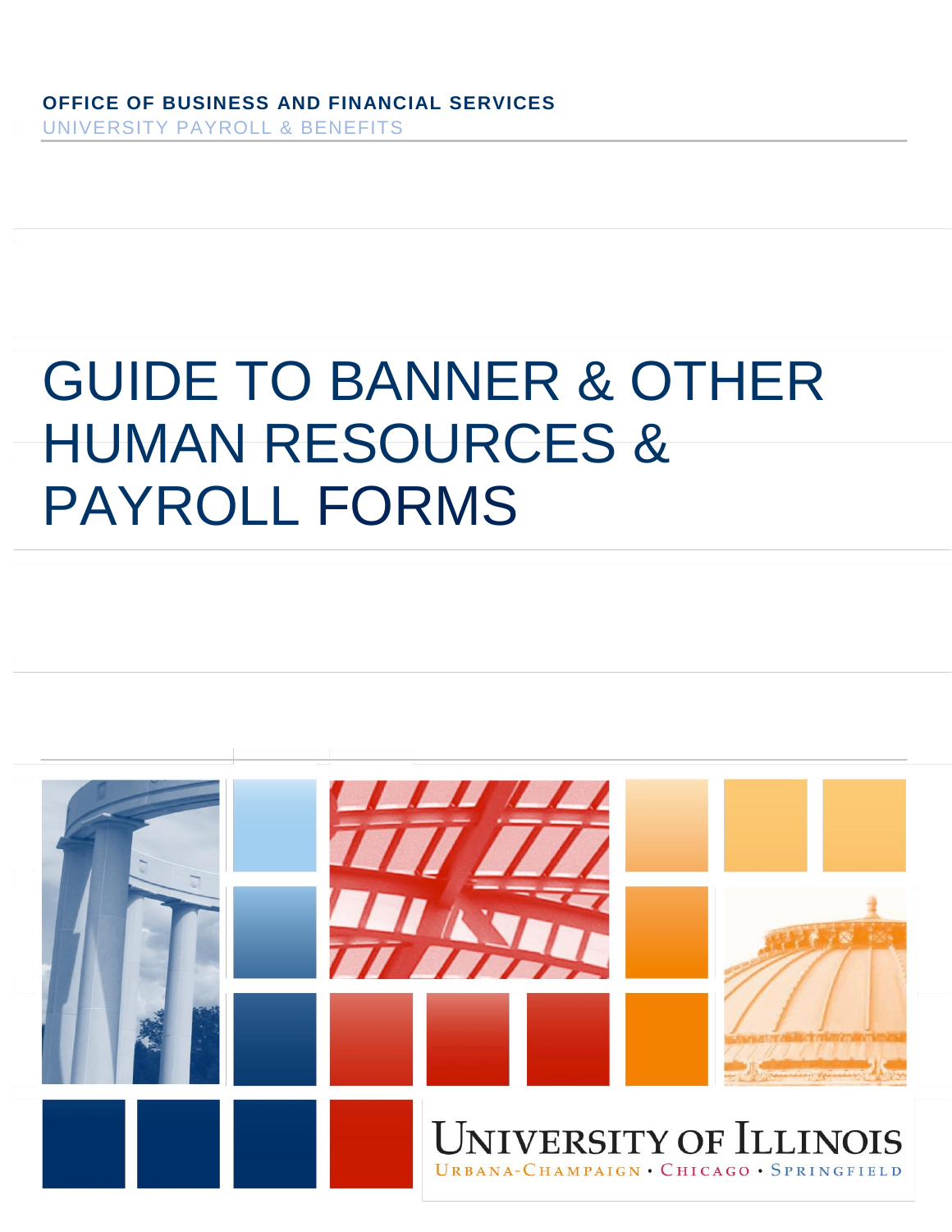**OFFICE OF BUSINESS AND FINANCIAL SERVICES**

UNIVERSITY PAYROLL & BENEFITS

# GUIDE TO BANNER & OTHER HUMAN RESOURCES & PAYROLL FORMS

UNIVERSITY OF ILLINOIS

URBANA-CHAMPAIGN • CHICAGO • SPRINGFIELD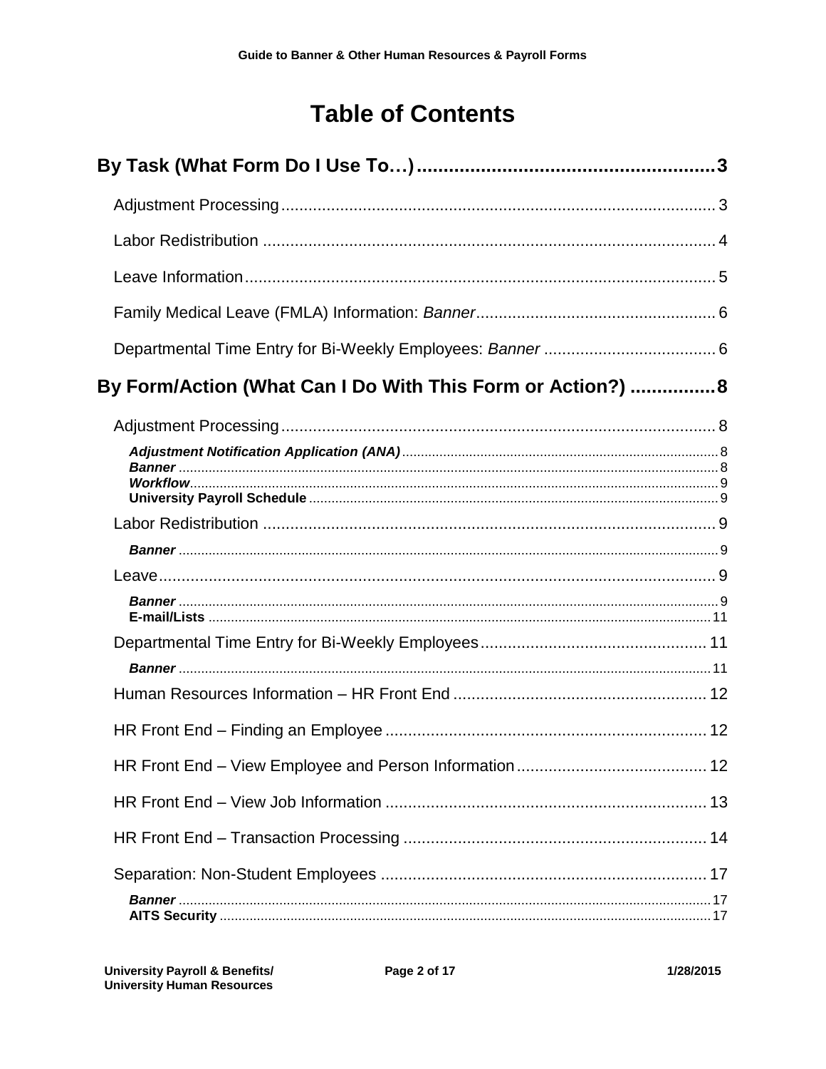# Table of Contents

**By Task (What Form Do I Use To…) ........ 3**

- Adjustment Processing ........ 3
- Labor Redistribution ........ 4
- Leave Information ........ 5
- Family Medical Leave (FMLA) Information: *Banner* ........ 6
- Departmental Time Entry for Bi-Weekly Employees: *Banner* ........ 6

**By Form/Action (What Can I Do With This Form or Action?) ........ 8**

- Adjustment Processing ........ 8
  - ***Adjustment Notification Application (ANA)*** ........ 8
  - ***Banner*** ........ 8
  - ***Workflow*** ........ 9
  - **University Payroll Schedule** ........ 9
- Labor Redistribution ........ 9
  - ***Banner*** ........ 9
- Leave ........ 9
  - ***Banner*** ........ 9
  - **E-mail/Lists** ........ 11
- Departmental Time Entry for Bi-Weekly Employees ........ 11
  - ***Banner*** ........ 11
- Human Resources Information – HR Front End ........ 12
- HR Front End – Finding an Employee ........ 12
- HR Front End – View Employee and Person Information ........ 12
- HR Front End – View Job Information ........ 13
- HR Front End – Transaction Processing ........ 14
- Separation: Non-Student Employees ........ 17
  - ***Banner*** ........ 17
  - **AITS Security** ........ 17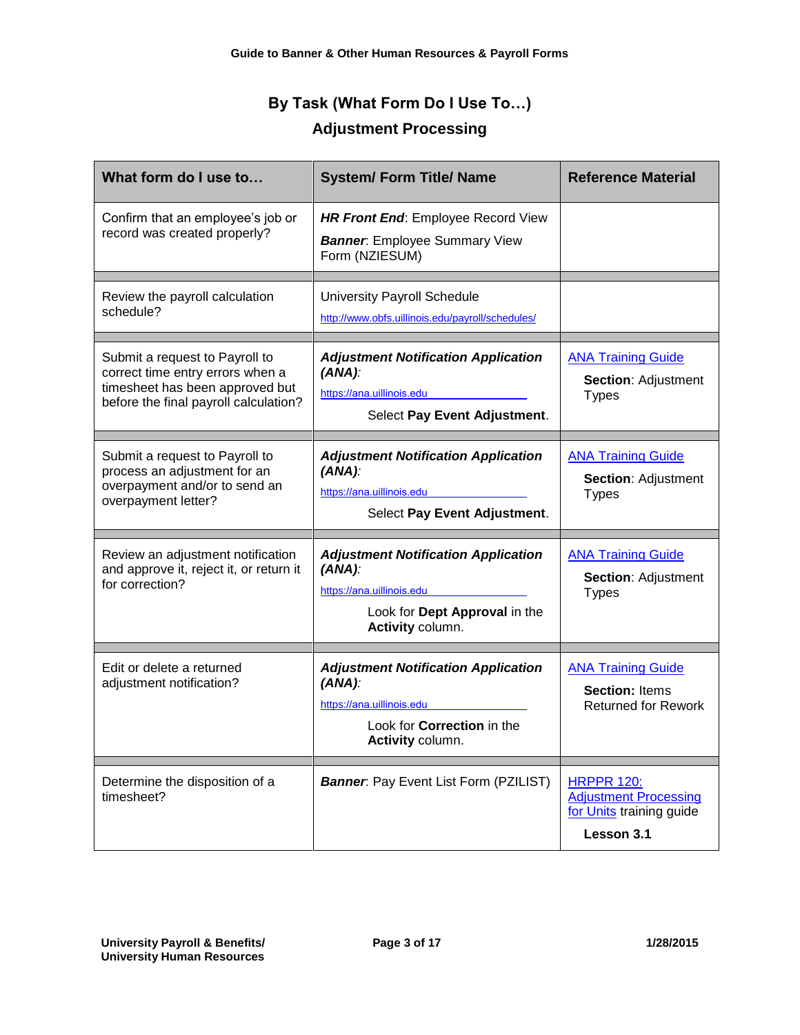## By Task (What Form Do I Use To…)

### Adjustment Processing

| What form do I use to… | System/ Form Title/ Name | Reference Material |
|---|---|---|
| Confirm that an employee's job or record was created properly? | ***HR Front End***: Employee Record View<br>***Banner***: Employee Summary View Form (NZIESUM) | |
| Review the payroll calculation schedule? | University Payroll Schedule<br>http://www.obfs.uillinois.edu/payroll/schedules/ | |
| Submit a request to Payroll to correct time entry errors when a timesheet has been approved but before the final payroll calculation? | ***Adjustment Notification Application (ANA)***:<br>https://ana.uillinois.edu<br>Select **Pay Event Adjustment**. | ANA Training Guide<br>**Section**: Adjustment Types |
| Submit a request to Payroll to process an adjustment for an overpayment and/or to send an overpayment letter? | ***Adjustment Notification Application (ANA)***:<br>https://ana.uillinois.edu<br>Select **Pay Event Adjustment**. | ANA Training Guide<br>**Section**: Adjustment Types |
| Review an adjustment notification and approve it, reject it, or return it for correction? | ***Adjustment Notification Application (ANA)***:<br>https://ana.uillinois.edu<br>Look for **Dept Approval** in the **Activity** column. | ANA Training Guide<br>**Section**: Adjustment Types |
| Edit or delete a returned adjustment notification? | ***Adjustment Notification Application (ANA)***:<br>https://ana.uillinois.edu<br>Look for **Correction** in the **Activity** column. | ANA Training Guide<br>**Section:** Items Returned for Rework |
| Determine the disposition of a timesheet? | ***Banner***: Pay Event List Form (PZILIST) | HRPPR 120: Adjustment Processing for Units training guide<br>**Lesson 3.1** |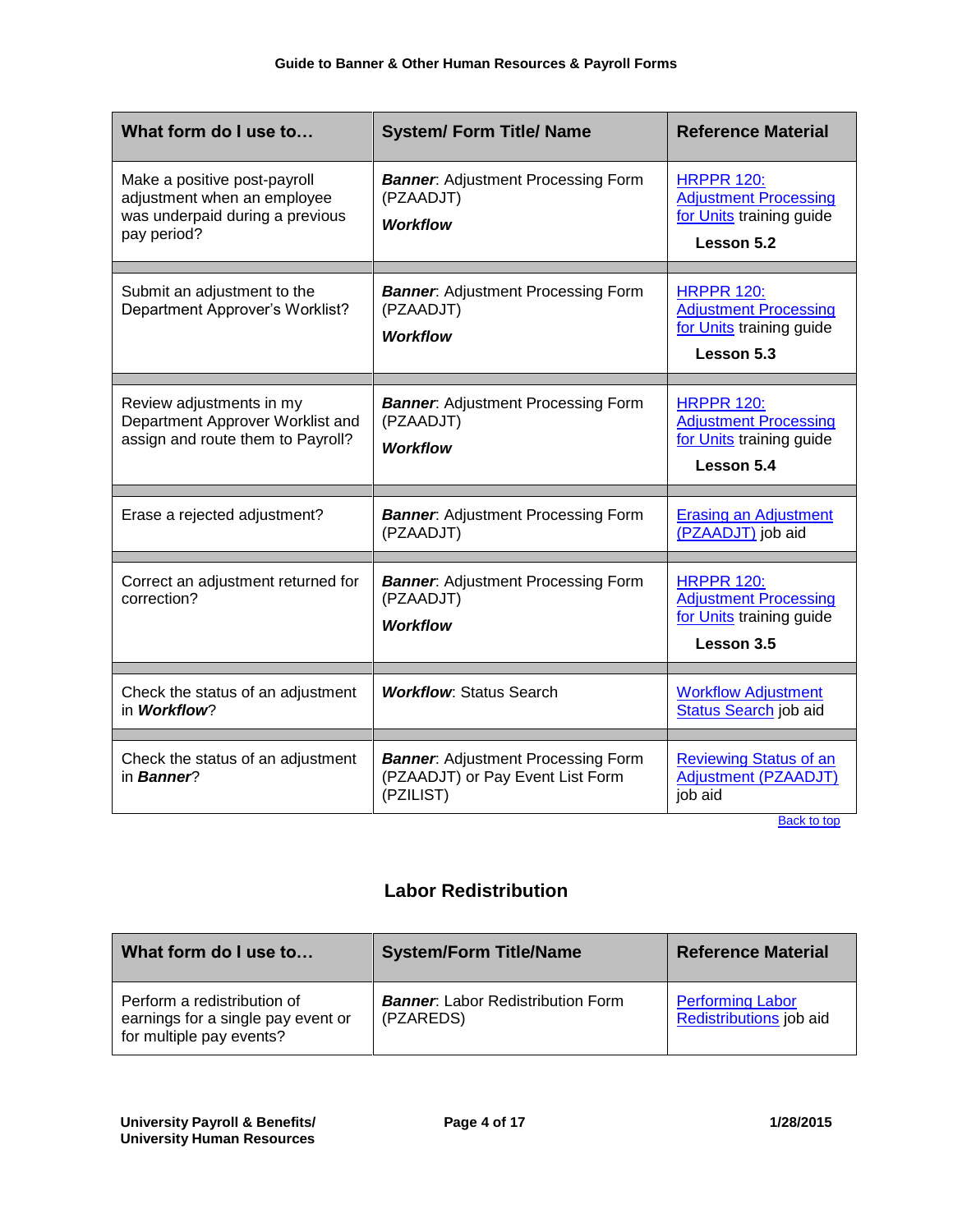| What form do I use to… | System/ Form Title/ Name | Reference Material |
|---|---|---|
| Make a positive post-payroll adjustment when an employee was underpaid during a previous pay period? | ***Banner***: Adjustment Processing Form (PZAADJT)<br>***Workflow*** | HRPPR 120: Adjustment Processing for Units training guide<br>**Lesson 5.2** |
| Submit an adjustment to the Department Approver's Worklist? | ***Banner***: Adjustment Processing Form (PZAADJT)<br>***Workflow*** | HRPPR 120: Adjustment Processing for Units training guide<br>**Lesson 5.3** |
| Review adjustments in my Department Approver Worklist and assign and route them to Payroll? | ***Banner***: Adjustment Processing Form (PZAADJT)<br>***Workflow*** | HRPPR 120: Adjustment Processing for Units training guide<br>**Lesson 5.4** |
| Erase a rejected adjustment? | ***Banner***: Adjustment Processing Form (PZAADJT) | Erasing an Adjustment (PZAADJT) job aid |
| Correct an adjustment returned for correction? | ***Banner***: Adjustment Processing Form (PZAADJT)<br>***Workflow*** | HRPPR 120: Adjustment Processing for Units training guide<br>**Lesson 3.5** |
| Check the status of an adjustment in ***Workflow***? | ***Workflow***: Status Search | Workflow Adjustment Status Search job aid |
| Check the status of an adjustment in ***Banner***? | ***Banner***: Adjustment Processing Form (PZAADJT) or Pay Event List Form (PZILIST) | Reviewing Status of an Adjustment (PZAADJT) job aid |

Back to top

## Labor Redistribution

| What form do I use to… | System/Form Title/Name | Reference Material |
|---|---|---|
| Perform a redistribution of earnings for a single pay event or for multiple pay events? | ***Banner***: Labor Redistribution Form (PZAREDS) | Performing Labor Redistributions job aid |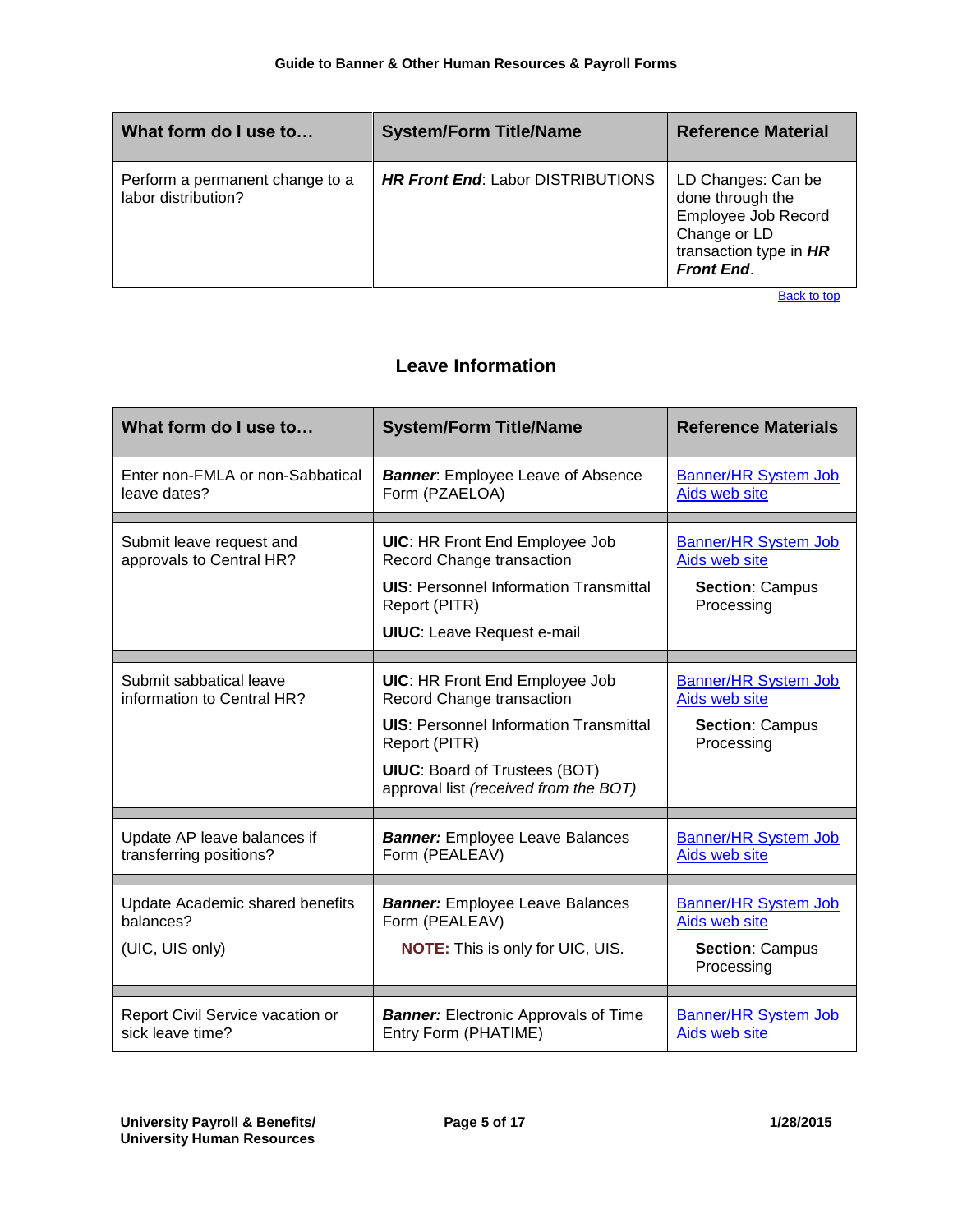| What form do I use to… | System/Form Title/Name | Reference Material |
|---|---|---|
| Perform a permanent change to a labor distribution? | ***HR Front End***: Labor DISTRIBUTIONS | LD Changes: Can be done through the Employee Job Record Change or LD transaction type in ***HR Front End***. |

Back to top

## Leave Information

| What form do I use to… | System/Form Title/Name | Reference Materials |
|---|---|---|
| Enter non-FMLA or non-Sabbatical leave dates? | ***Banner***: Employee Leave of Absence Form (PZAELOA) | Banner/HR System Job Aids web site |
| Submit leave request and approvals to Central HR? | **UIC**: HR Front End Employee Job Record Change transaction<br>**UIS**: Personnel Information Transmittal Report (PITR)<br>**UIUC**: Leave Request e-mail | Banner/HR System Job Aids web site<br>**Section**: Campus Processing |
| Submit sabbatical leave information to Central HR? | **UIC**: HR Front End Employee Job Record Change transaction<br>**UIS**: Personnel Information Transmittal Report (PITR)<br>**UIUC**: Board of Trustees (BOT) approval list *(received from the BOT)* | Banner/HR System Job Aids web site<br>**Section**: Campus Processing |
| Update AP leave balances if transferring positions? | ***Banner:*** Employee Leave Balances Form (PEALEAV) | Banner/HR System Job Aids web site |
| Update Academic shared benefits balances?<br>(UIC, UIS only) | ***Banner:*** Employee Leave Balances Form (PEALEAV)<br>**NOTE:** This is only for UIC, UIS. | Banner/HR System Job Aids web site<br>**Section**: Campus Processing |
| Report Civil Service vacation or sick leave time? | ***Banner:*** Electronic Approvals of Time Entry Form (PHATIME) | Banner/HR System Job Aids web site |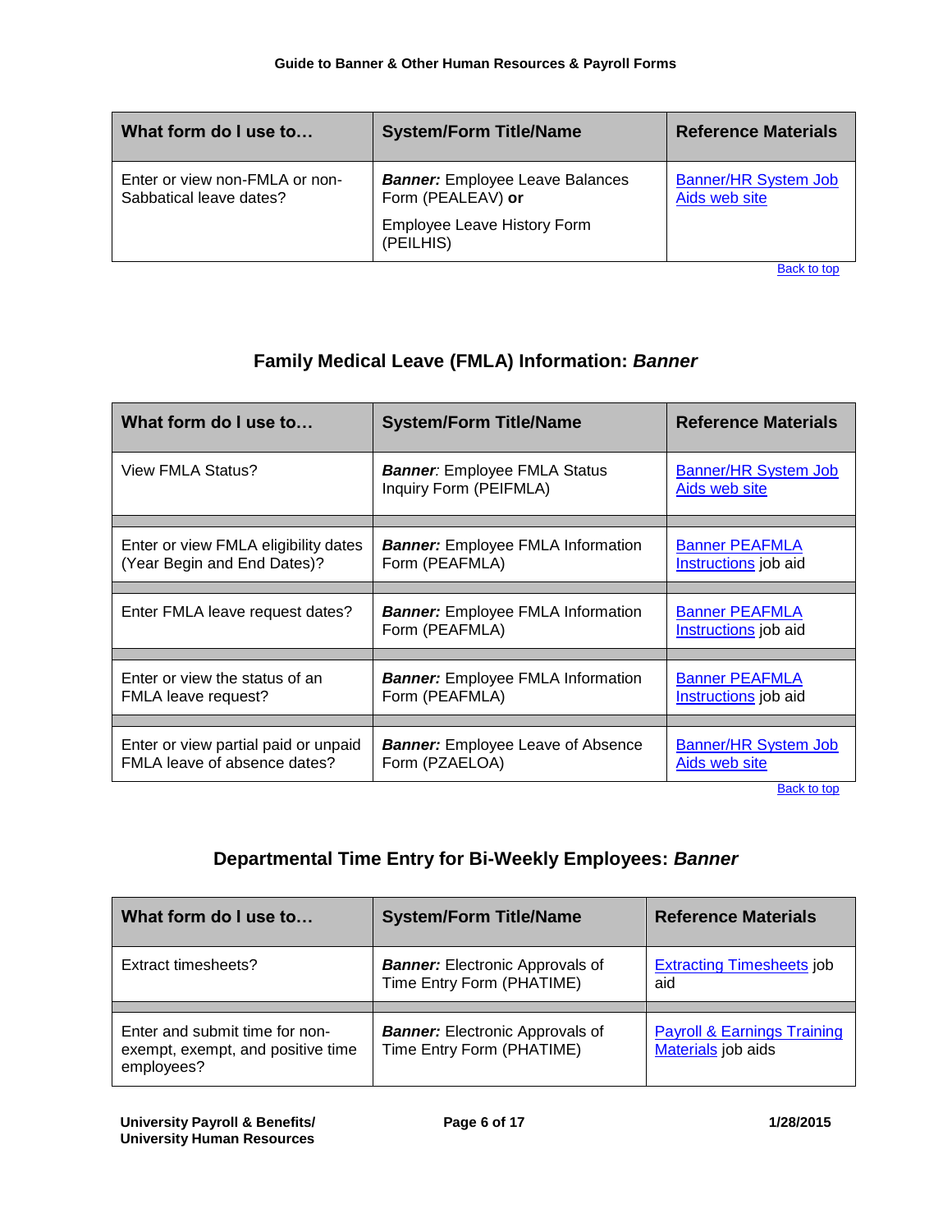| What form do I use to… | System/Form Title/Name | Reference Materials |
| --- | --- | --- |
| Enter or view non-FMLA or non-Sabbatical leave dates? | ***Banner:*** Employee Leave Balances Form (PEALEAV) **or** Employee Leave History Form (PEILHIS) | Banner/HR System Job Aids web site |

Back to top

## Family Medical Leave (FMLA) Information: *Banner*

| What form do I use to… | System/Form Title/Name | Reference Materials |
| --- | --- | --- |
| View FMLA Status? | ***Banner***: Employee FMLA Status Inquiry Form (PEIFMLA) | Banner/HR System Job Aids web site |
| Enter or view FMLA eligibility dates (Year Begin and End Dates)? | ***Banner:*** Employee FMLA Information Form (PEAFMLA) | Banner PEAFMLA Instructions job aid |
| Enter FMLA leave request dates? | ***Banner:*** Employee FMLA Information Form (PEAFMLA) | Banner PEAFMLA Instructions job aid |
| Enter or view the status of an FMLA leave request? | ***Banner:*** Employee FMLA Information Form (PEAFMLA) | Banner PEAFMLA Instructions job aid |
| Enter or view partial paid or unpaid FMLA leave of absence dates? | ***Banner:*** Employee Leave of Absence Form (PZAELOA) | Banner/HR System Job Aids web site |

Back to top

## Departmental Time Entry for Bi-Weekly Employees: *Banner*

| What form do I use to… | System/Form Title/Name | Reference Materials |
| --- | --- | --- |
| Extract timesheets? | ***Banner:*** Electronic Approvals of Time Entry Form (PHATIME) | Extracting Timesheets job aid |
| Enter and submit time for non-exempt, exempt, and positive time employees? | ***Banner:*** Electronic Approvals of Time Entry Form (PHATIME) | Payroll & Earnings Training Materials job aids |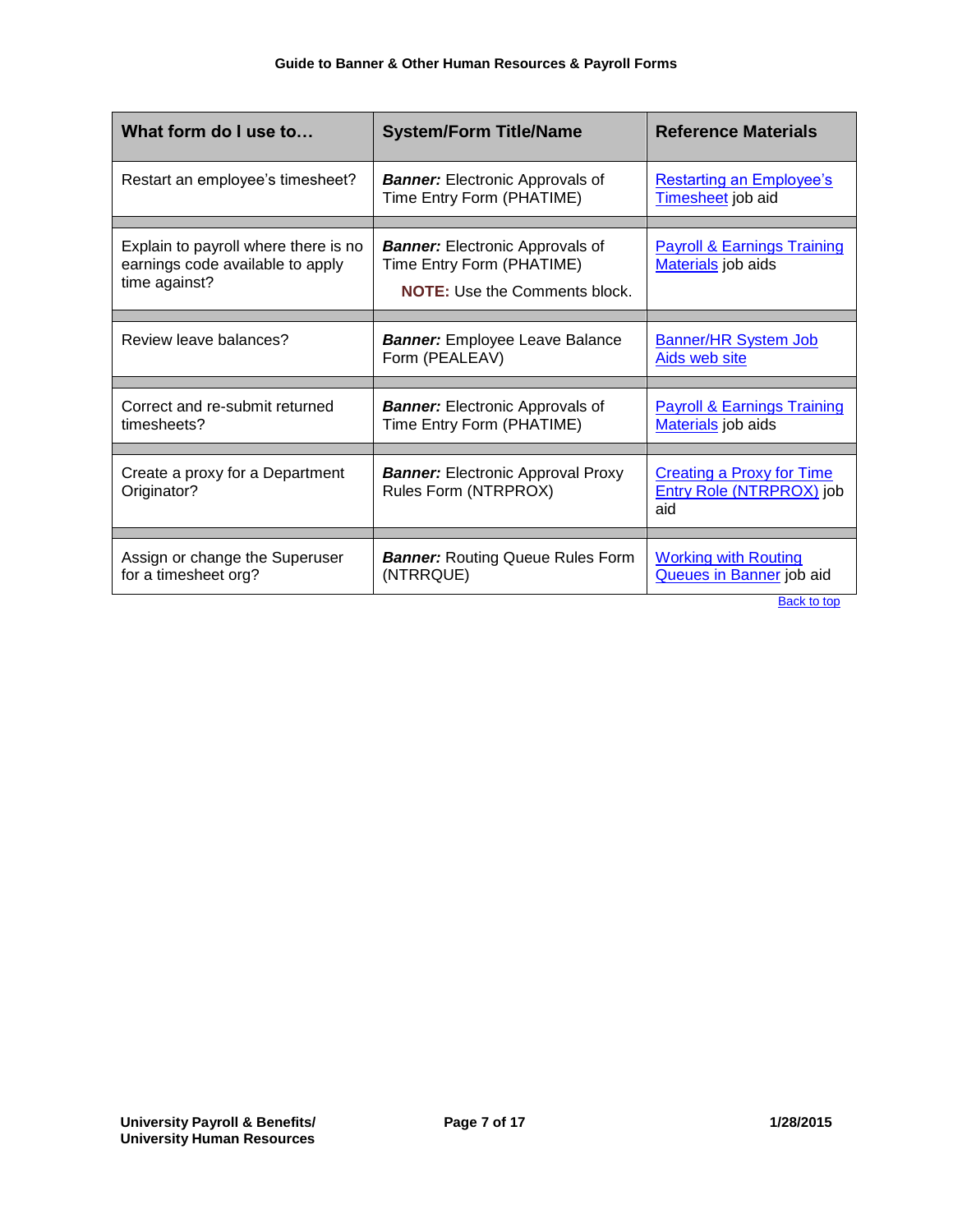| What form do I use to… | System/Form Title/Name | Reference Materials |
|---|---|---|
| Restart an employee's timesheet? | ***Banner:*** Electronic Approvals of Time Entry Form (PHATIME) | Restarting an Employee's Timesheet job aid |
| Explain to payroll where there is no earnings code available to apply time against? | ***Banner:*** Electronic Approvals of Time Entry Form (PHATIME) **NOTE:** Use the Comments block. | Payroll & Earnings Training Materials job aids |
| Review leave balances? | ***Banner:*** Employee Leave Balance Form (PEALEAV) | Banner/HR System Job Aids web site |
| Correct and re-submit returned timesheets? | ***Banner:*** Electronic Approvals of Time Entry Form (PHATIME) | Payroll & Earnings Training Materials job aids |
| Create a proxy for a Department Originator? | ***Banner:*** Electronic Approval Proxy Rules Form (NTRPROX) | Creating a Proxy for Time Entry Role (NTRPROX) job aid |
| Assign or change the Superuser for a timesheet org? | ***Banner:*** Routing Queue Rules Form (NTRRQUE) | Working with Routing Queues in Banner job aid |

Back to top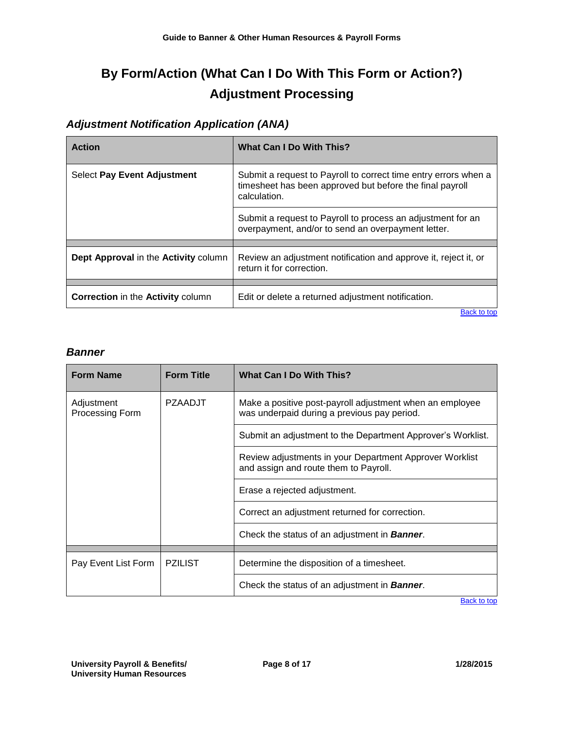# By Form/Action (What Can I Do With This Form or Action?)

# Adjustment Processing

### *Adjustment Notification Application (ANA)*

| Action | What Can I Do With This? |
|---|---|
| Select **Pay Event Adjustment** | Submit a request to Payroll to correct time entry errors when a timesheet has been approved but before the final payroll calculation. |
| | Submit a request to Payroll to process an adjustment for an overpayment, and/or to send an overpayment letter. |
| | |
| **Dept Approval** in the **Activity** column | Review an adjustment notification and approve it, reject it, or return it for correction. |
| | |
| **Correction** in the **Activity** column | Edit or delete a returned adjustment notification. |

Back to top

### *Banner*

| Form Name | Form Title | What Can I Do With This? |
|---|---|---|
| Adjustment Processing Form | PZAADJT | Make a positive post-payroll adjustment when an employee was underpaid during a previous pay period. |
| | | Submit an adjustment to the Department Approver's Worklist. |
| | | Review adjustments in your Department Approver Worklist and assign and route them to Payroll. |
| | | Erase a rejected adjustment. |
| | | Correct an adjustment returned for correction. |
| | | Check the status of an adjustment in ***Banner***. |
| | | |
| Pay Event List Form | PZILIST | Determine the disposition of a timesheet. |
| | | Check the status of an adjustment in ***Banner***. |

Back to top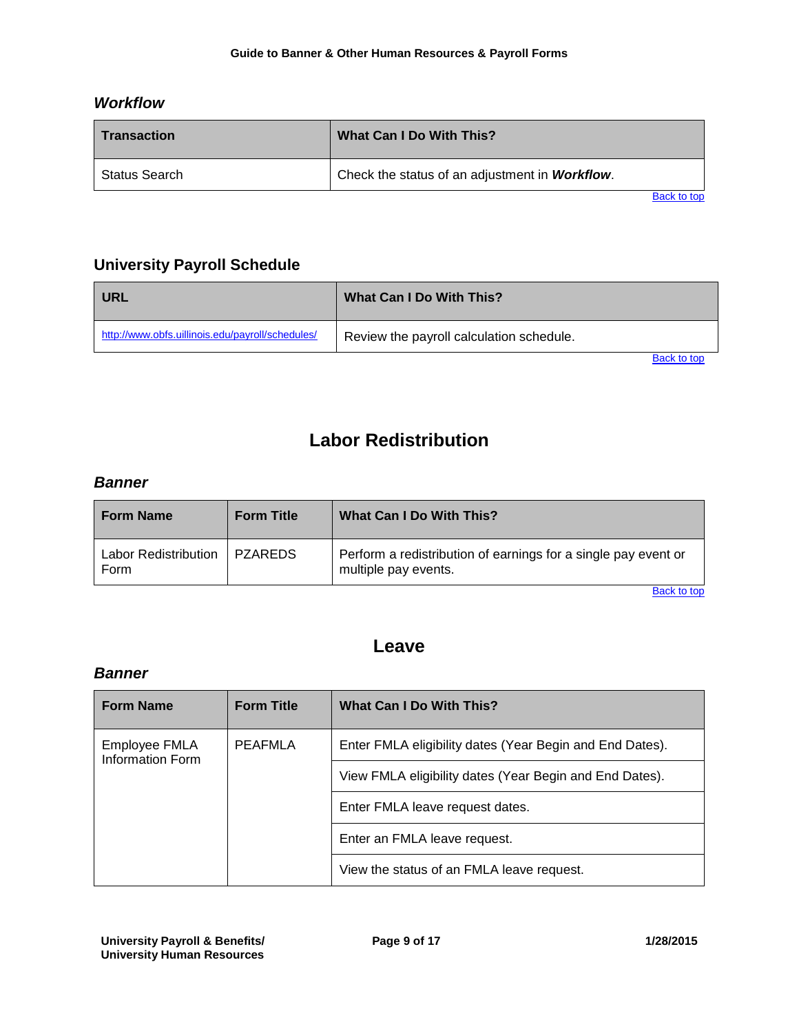### *Workflow*

| Transaction | What Can I Do With This? |
|---|---|
| Status Search | Check the status of an adjustment in ***Workflow***. |

Back to top

### University Payroll Schedule

| URL | What Can I Do With This? |
|---|---|
| http://www.obfs.uillinois.edu/payroll/schedules/ | Review the payroll calculation schedule. |

Back to top

## Labor Redistribution

### *Banner*

| Form Name | Form Title | What Can I Do With This? |
|---|---|---|
| Labor Redistribution Form | PZAREDS | Perform a redistribution of earnings for a single pay event or multiple pay events. |

Back to top

## Leave

### *Banner*

| Form Name | Form Title | What Can I Do With This? |
|---|---|---|
| Employee FMLA Information Form | PEAFMLA | Enter FMLA eligibility dates (Year Begin and End Dates). |
| | | View FMLA eligibility dates (Year Begin and End Dates). |
| | | Enter FMLA leave request dates. |
| | | Enter an FMLA leave request. |
| | | View the status of an FMLA leave request. |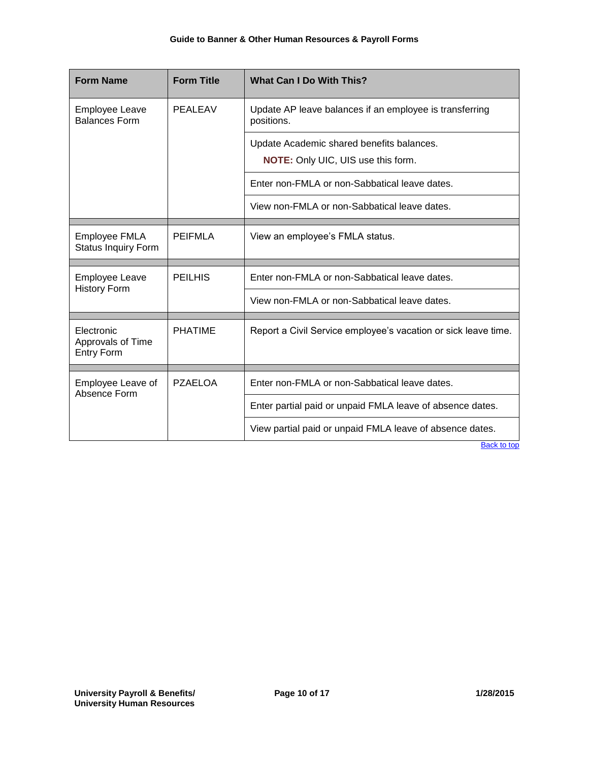| Form Name | Form Title | What Can I Do With This? |
|---|---|---|
| Employee Leave Balances Form | PEALEAV | Update AP leave balances if an employee is transferring positions. |
| | | Update Academic shared benefits balances. **NOTE:** Only UIC, UIS use this form. |
| | | Enter non-FMLA or non-Sabbatical leave dates. |
| | | View non-FMLA or non-Sabbatical leave dates. |
| | | |
| Employee FMLA Status Inquiry Form | PEIFMLA | View an employee's FMLA status. |
| | | |
| Employee Leave History Form | PEILHIS | Enter non-FMLA or non-Sabbatical leave dates. |
| | | View non-FMLA or non-Sabbatical leave dates. |
| | | |
| Electronic Approvals of Time Entry Form | PHATIME | Report a Civil Service employee's vacation or sick leave time. |
| | | |
| Employee Leave of Absence Form | PZAELOA | Enter non-FMLA or non-Sabbatical leave dates. |
| | | Enter partial paid or unpaid FMLA leave of absence dates. |
| | | View partial paid or unpaid FMLA leave of absence dates. |

Back to top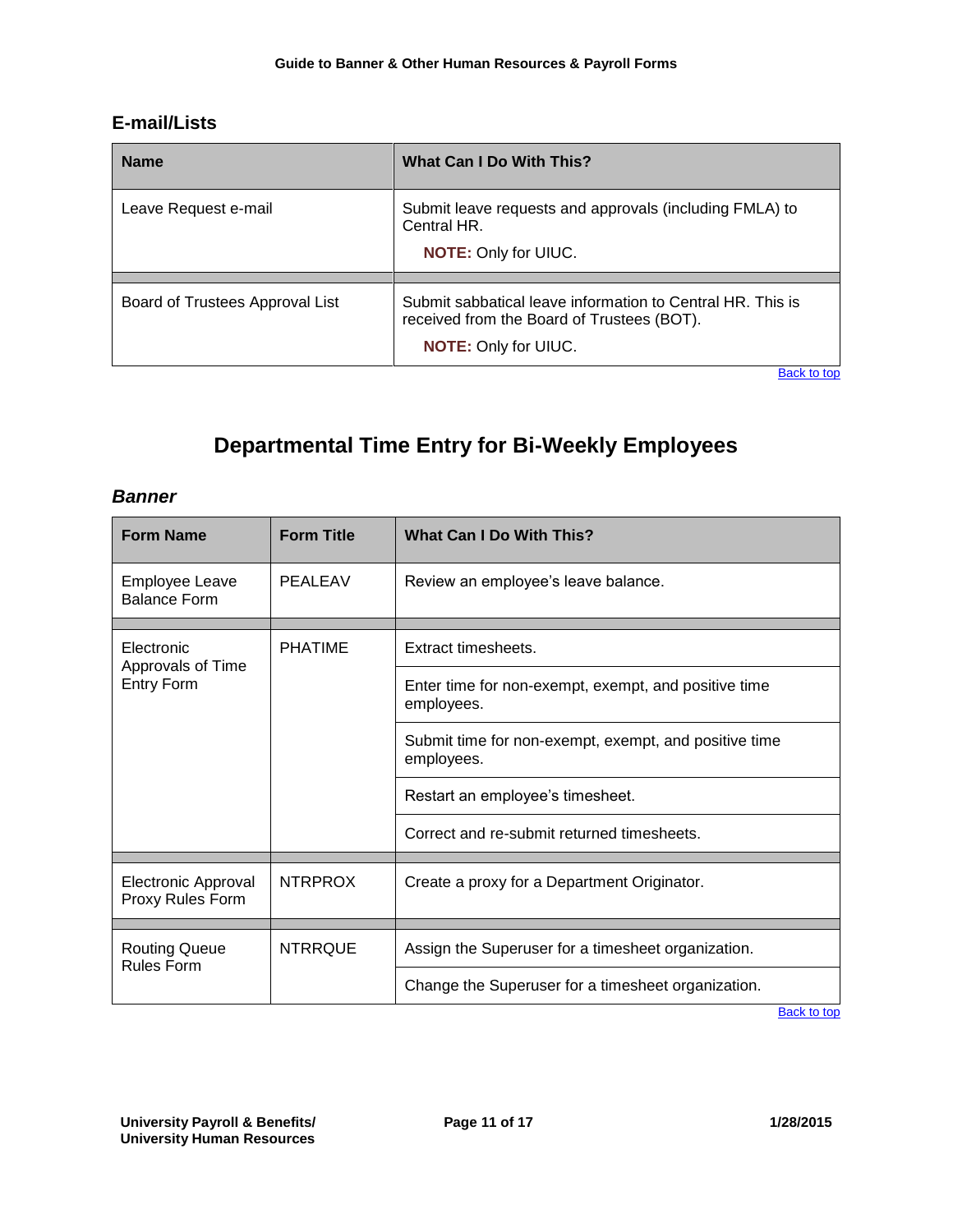### E-mail/Lists

| Name | What Can I Do With This? |
|---|---|
| Leave Request e-mail | Submit leave requests and approvals (including FMLA) to Central HR. **NOTE:** Only for UIUC. |
| Board of Trustees Approval List | Submit sabbatical leave information to Central HR. This is received from the Board of Trustees (BOT). **NOTE:** Only for UIUC. |

Back to top

# Departmental Time Entry for Bi-Weekly Employees

### *Banner*

| Form Name | Form Title | What Can I Do With This? |
|---|---|---|
| Employee Leave Balance Form | PEALEAV | Review an employee's leave balance. |
| Electronic Approvals of Time Entry Form | PHATIME | Extract timesheets. |
| | | Enter time for non-exempt, exempt, and positive time employees. |
| | | Submit time for non-exempt, exempt, and positive time employees. |
| | | Restart an employee's timesheet. |
| | | Correct and re-submit returned timesheets. |
| Electronic Approval Proxy Rules Form | NTRPROX | Create a proxy for a Department Originator. |
| Routing Queue Rules Form | NTRRQUE | Assign the Superuser for a timesheet organization. |
| | | Change the Superuser for a timesheet organization. |

Back to top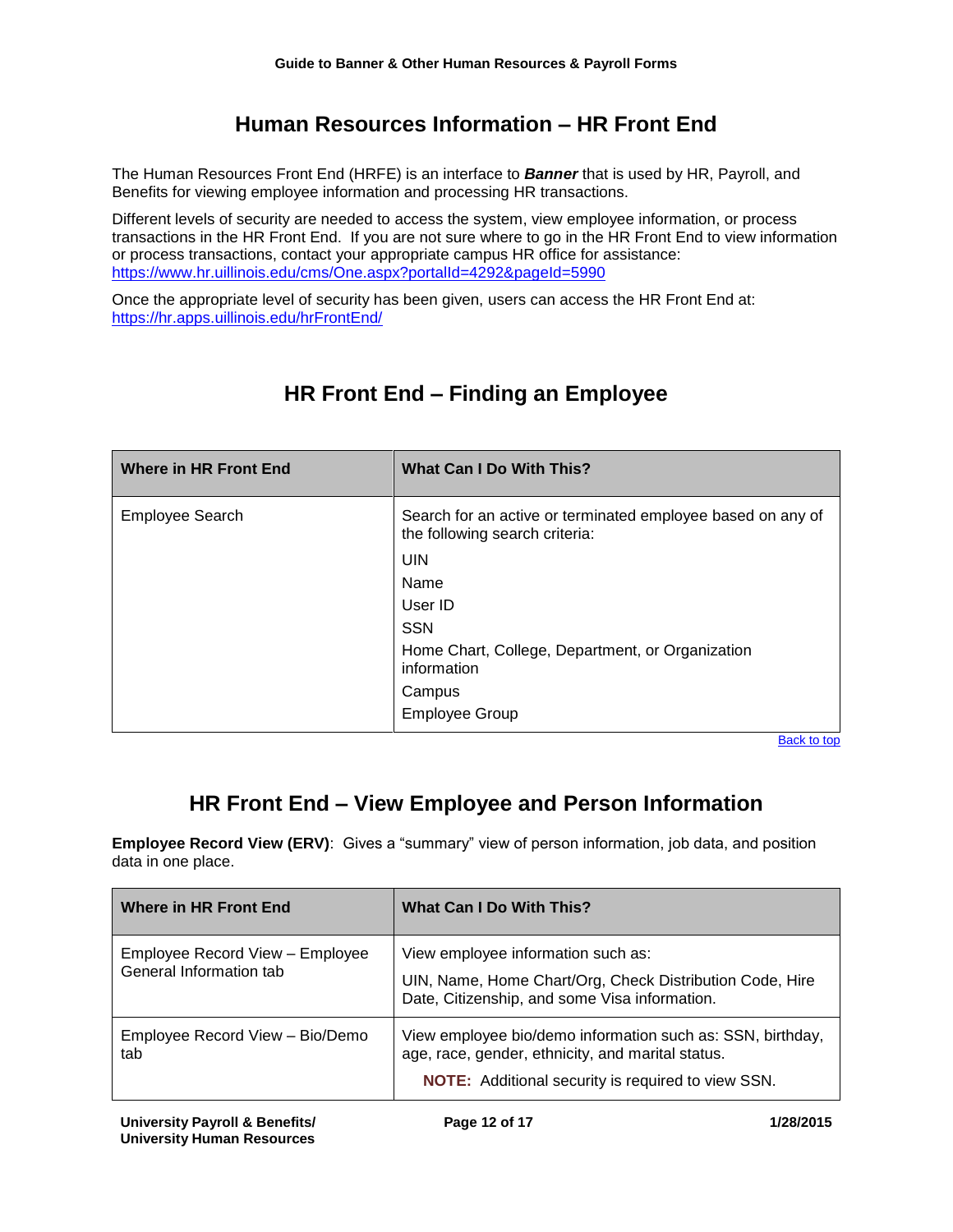# Human Resources Information – HR Front End

The Human Resources Front End (HRFE) is an interface to ***Banner*** that is used by HR, Payroll, and Benefits for viewing employee information and processing HR transactions.

Different levels of security are needed to access the system, view employee information, or process transactions in the HR Front End. If you are not sure where to go in the HR Front End to view information or process transactions, contact your appropriate campus HR office for assistance: https://www.hr.uillinois.edu/cms/One.aspx?portalId=4292&pageId=5990

Once the appropriate level of security has been given, users can access the HR Front End at: https://hr.apps.uillinois.edu/hrFrontEnd/

## HR Front End – Finding an Employee

| Where in HR Front End | What Can I Do With This? |
|---|---|
| Employee Search | Search for an active or terminated employee based on any of the following search criteria:<br>UIN<br>Name<br>User ID<br>SSN<br>Home Chart, College, Department, or Organization information<br>Campus<br>Employee Group |

Back to top

## HR Front End – View Employee and Person Information

**Employee Record View (ERV)**: Gives a "summary" view of person information, job data, and position data in one place.

| Where in HR Front End | What Can I Do With This? |
|---|---|
| Employee Record View – Employee General Information tab | View employee information such as:<br>UIN, Name, Home Chart/Org, Check Distribution Code, Hire Date, Citizenship, and some Visa information. |
| Employee Record View – Bio/Demo tab | View employee bio/demo information such as: SSN, birthday, age, race, gender, ethnicity, and marital status.<br>**NOTE:** Additional security is required to view SSN. |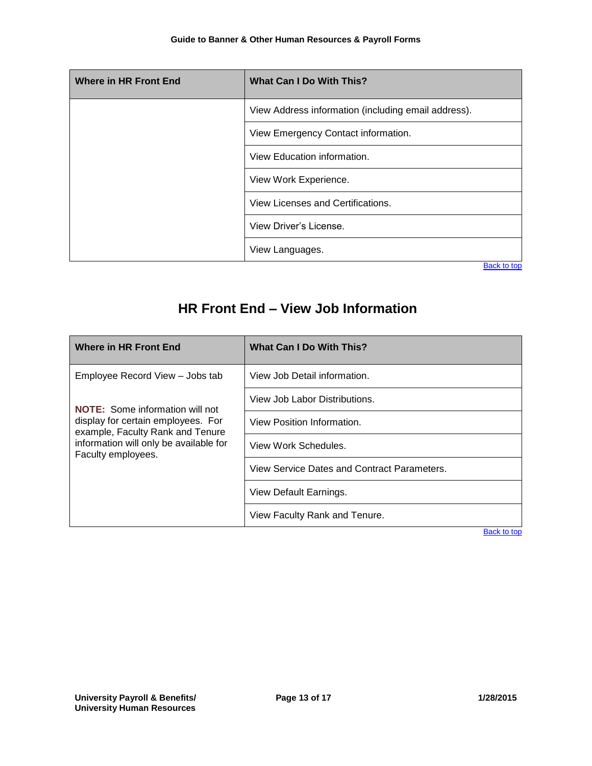| Where in HR Front End | What Can I Do With This? |
|---|---|
| | View Address information (including email address). |
| | View Emergency Contact information. |
| | View Education information. |
| | View Work Experience. |
| | View Licenses and Certifications. |
| | View Driver's License. |
| | View Languages. |

Back to top

## HR Front End – View Job Information

| Where in HR Front End | What Can I Do With This? |
|---|---|
| Employee Record View – Jobs tab<br><br>**NOTE:** Some information will not display for certain employees. For example, Faculty Rank and Tenure information will only be available for Faculty employees. | View Job Detail information. |
| | View Job Labor Distributions. |
| | View Position Information. |
| | View Work Schedules. |
| | View Service Dates and Contract Parameters. |
| | View Default Earnings. |
| | View Faculty Rank and Tenure. |

Back to top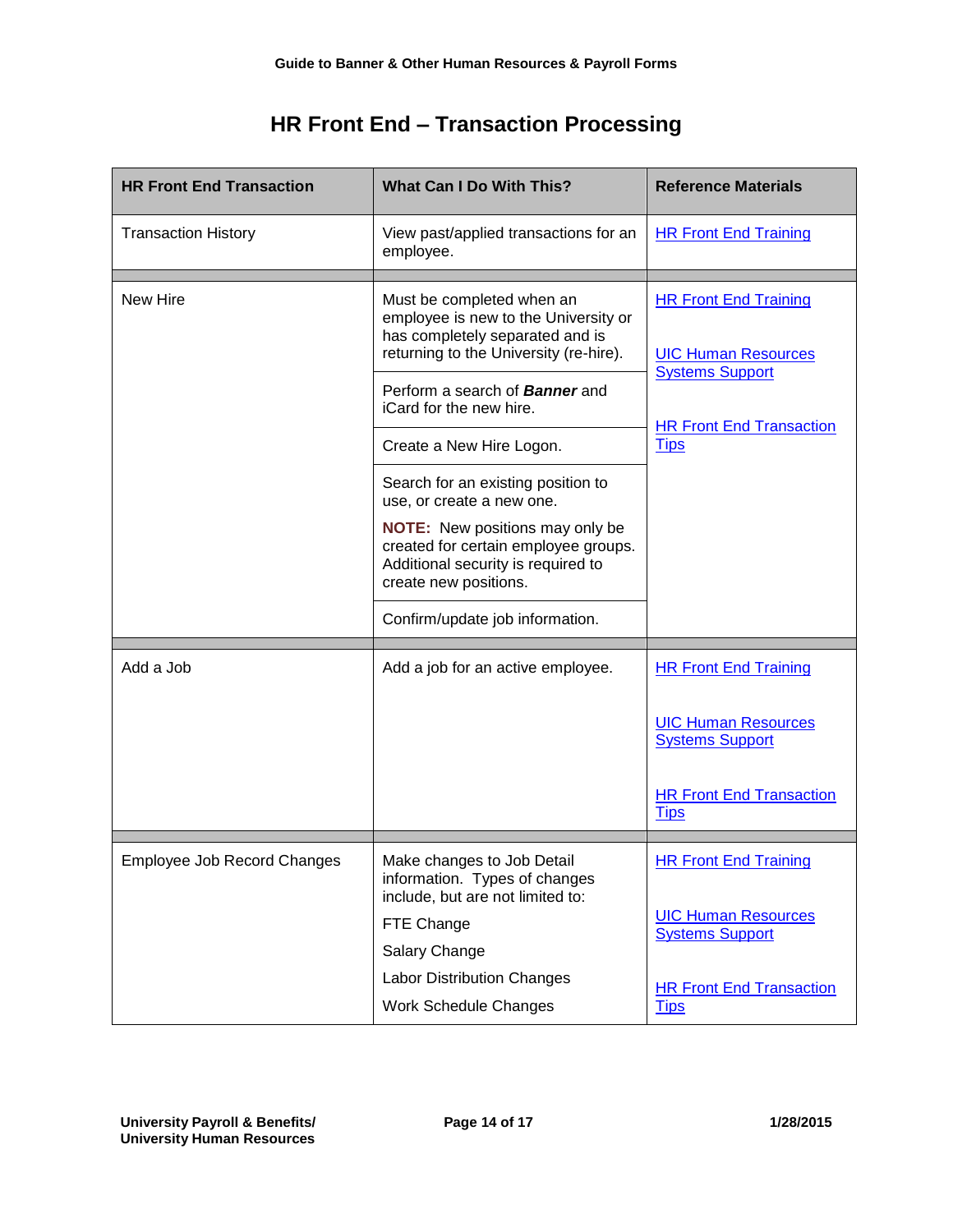# HR Front End – Transaction Processing

| HR Front End Transaction | What Can I Do With This? | Reference Materials |
|---|---|---|
| Transaction History | View past/applied transactions for an employee. | HR Front End Training |
| New Hire | Must be completed when an employee is new to the University or has completely separated and is returning to the University (re-hire). | HR Front End Training<br><br>UIC Human Resources Systems Support<br><br>HR Front End Transaction Tips |
| | Perform a search of ***Banner*** and iCard for the new hire. | |
| | Create a New Hire Logon. | |
| | Search for an existing position to use, or create a new one.<br><br>**NOTE:** New positions may only be created for certain employee groups. Additional security is required to create new positions. | |
| | Confirm/update job information. | |
| Add a Job | Add a job for an active employee. | HR Front End Training<br><br>UIC Human Resources Systems Support<br><br>HR Front End Transaction Tips |
| Employee Job Record Changes | Make changes to Job Detail information. Types of changes include, but are not limited to:<br><br>FTE Change<br><br>Salary Change<br><br>Labor Distribution Changes<br><br>Work Schedule Changes | HR Front End Training<br><br>UIC Human Resources Systems Support<br><br>HR Front End Transaction Tips |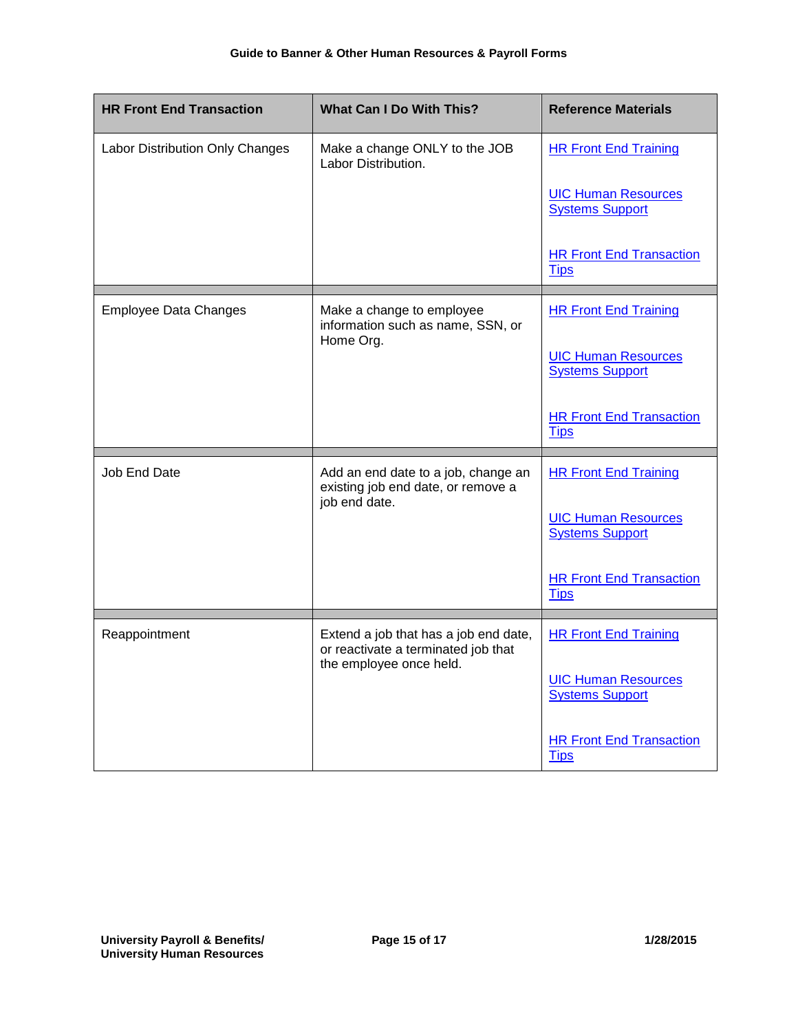| HR Front End Transaction | What Can I Do With This? | Reference Materials |
|---|---|---|
| Labor Distribution Only Changes | Make a change ONLY to the JOB Labor Distribution. | HR Front End Training<br><br>UIC Human Resources Systems Support<br><br>HR Front End Transaction Tips |
| Employee Data Changes | Make a change to employee information such as name, SSN, or Home Org. | HR Front End Training<br><br>UIC Human Resources Systems Support<br><br>HR Front End Transaction Tips |
| Job End Date | Add an end date to a job, change an existing job end date, or remove a job end date. | HR Front End Training<br><br>UIC Human Resources Systems Support<br><br>HR Front End Transaction Tips |
| Reappointment | Extend a job that has a job end date, or reactivate a terminated job that the employee once held. | HR Front End Training<br><br>UIC Human Resources Systems Support<br><br>HR Front End Transaction Tips |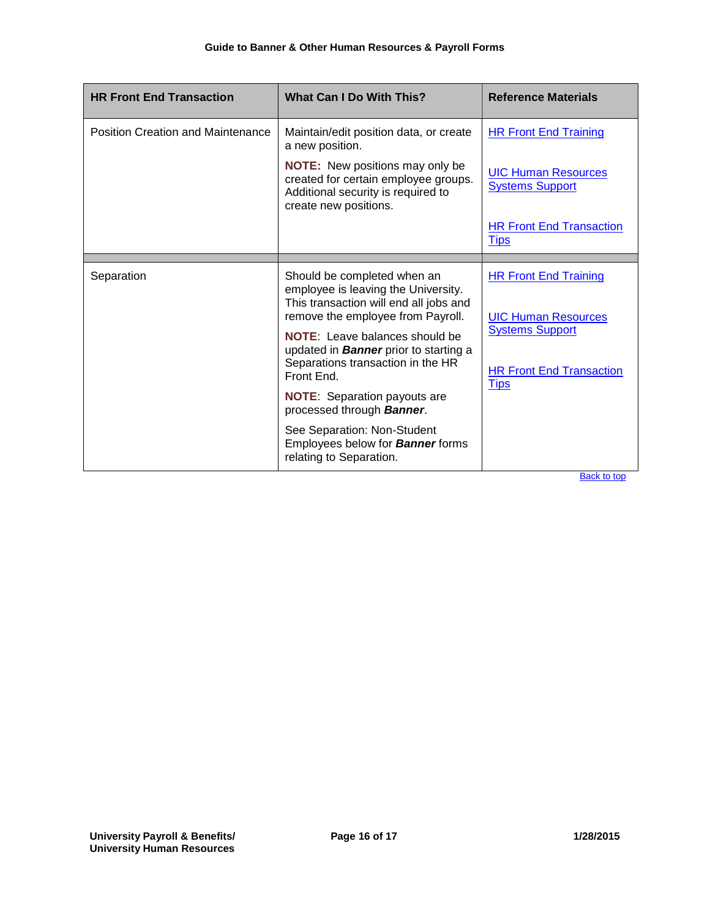| HR Front End Transaction | What Can I Do With This? | Reference Materials |
|---|---|---|
| Position Creation and Maintenance | Maintain/edit position data, or create a new position.<br><br>**NOTE:** New positions may only be created for certain employee groups. Additional security is required to create new positions. | HR Front End Training<br><br>UIC Human Resources Systems Support<br><br>HR Front End Transaction Tips |
| | | |
| Separation | Should be completed when an employee is leaving the University. This transaction will end all jobs and remove the employee from Payroll.<br><br>**NOTE**: Leave balances should be updated in ***Banner*** prior to starting a Separations transaction in the HR Front End.<br><br>**NOTE**: Separation payouts are processed through ***Banner***.<br><br>See Separation: Non-Student Employees below for ***Banner*** forms relating to Separation. | HR Front End Training<br><br>UIC Human Resources Systems Support<br><br>HR Front End Transaction Tips |

Back to top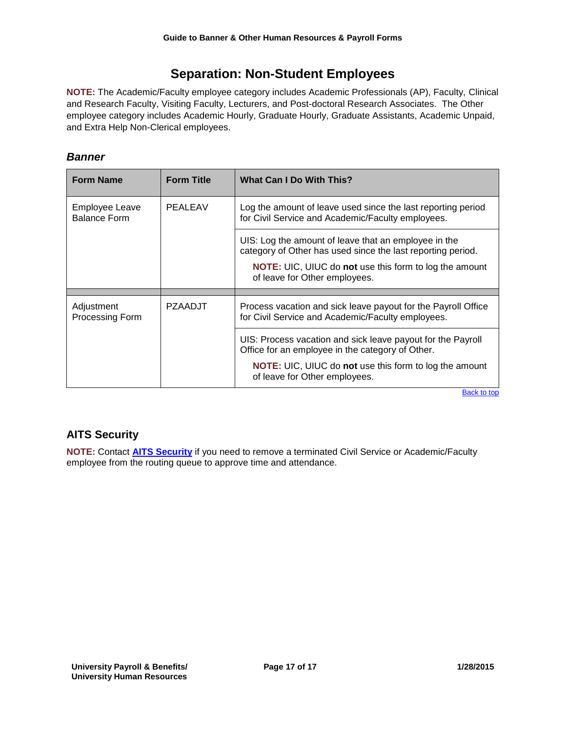# Separation: Non-Student Employees

**NOTE:** The Academic/Faculty employee category includes Academic Professionals (AP), Faculty, Clinical and Research Faculty, Visiting Faculty, Lecturers, and Post-doctoral Research Associates. The Other employee category includes Academic Hourly, Graduate Hourly, Graduate Assistants, Academic Unpaid, and Extra Help Non-Clerical employees.

### *Banner*

| Form Name | Form Title | What Can I Do With This? |
|---|---|---|
| Employee Leave Balance Form | PEALEAV | Log the amount of leave used since the last reporting period for Civil Service and Academic/Faculty employees. |
| | | UIS: Log the amount of leave that an employee in the category of Other has used since the last reporting period. **NOTE:** UIC, UIUC do **not** use this form to log the amount of leave for Other employees. |
| | | |
| Adjustment Processing Form | PZAADJT | Process vacation and sick leave payout for the Payroll Office for Civil Service and Academic/Faculty employees. |
| | | UIS: Process vacation and sick leave payout for the Payroll Office for an employee in the category of Other. **NOTE:** UIC, UIUC do **not** use this form to log the amount of leave for Other employees. |

Back to top

## AITS Security

**NOTE:** Contact **AITS Security** if you need to remove a terminated Civil Service or Academic/Faculty employee from the routing queue to approve time and attendance.